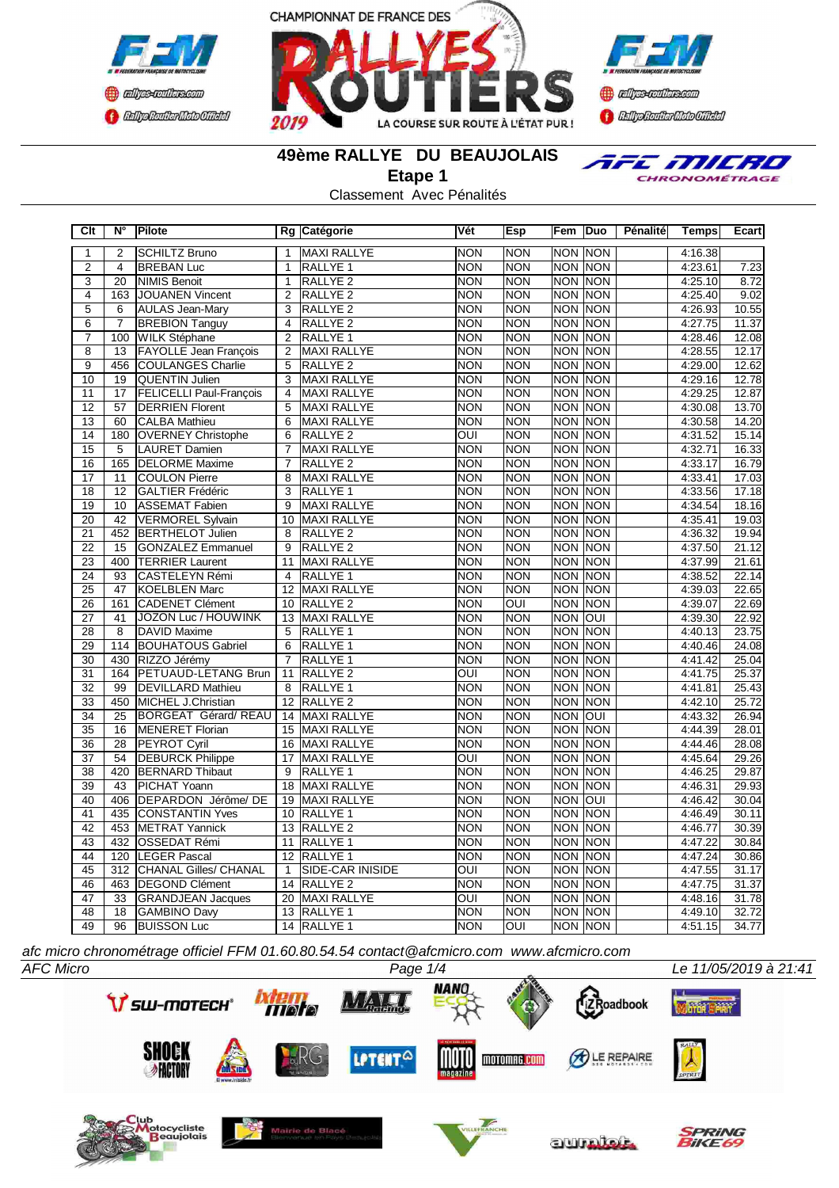CHAMPIONNAT DE FRANCE DES RALLYES ROUTIERS 2019

LA COURSE SUR ROUTE À L'ÉTAT PUR !

# 49ème RALLYE DU BEAUJOLAIS

## Etape 1

Classement Avec Pénalités

| Clt | N° | Pilote | Rg | Catégorie | Vét | Esp | Fem | Duo | Pénalité | Temps | Ecart |
|---|---|---|---|---|---|---|---|---|---|---|---|
| 1 | 2 | SCHILTZ Bruno | 1 | MAXI RALLYE | NON | NON | NON | NON | | 4:16.38 | |
| 2 | 4 | BREBAN Luc | 1 | RALLYE 1 | NON | NON | NON | NON | | 4:23.61 | 7.23 |
| 3 | 20 | NIMIS Benoit | 1 | RALLYE 2 | NON | NON | NON | NON | | 4:25.10 | 8.72 |
| 4 | 163 | JOUANEN Vincent | 2 | RALLYE 2 | NON | NON | NON | NON | | 4:25.40 | 9.02 |
| 5 | 6 | AULAS Jean-Mary | 3 | RALLYE 2 | NON | NON | NON | NON | | 4:26.93 | 10.55 |
| 6 | 7 | BREBION Tanguy | 4 | RALLYE 2 | NON | NON | NON | NON | | 4:27.75 | 11.37 |
| 7 | 100 | WILK Stéphane | 2 | RALLYE 1 | NON | NON | NON | NON | | 4:28.46 | 12.08 |
| 8 | 13 | FAYOLLE Jean François | 2 | MAXI RALLYE | NON | NON | NON | NON | | 4:28.55 | 12.17 |
| 9 | 456 | COULANGES Charlie | 5 | RALLYE 2 | NON | NON | NON | NON | | 4:29.00 | 12.62 |
| 10 | 19 | QUENTIN Julien | 3 | MAXI RALLYE | NON | NON | NON | NON | | 4:29.16 | 12.78 |
| 11 | 17 | FELICELLI Paul-François | 4 | MAXI RALLYE | NON | NON | NON | NON | | 4:29.25 | 12.87 |
| 12 | 57 | DERRIEN Florent | 5 | MAXI RALLYE | NON | NON | NON | NON | | 4:30.08 | 13.70 |
| 13 | 60 | CALBA Mathieu | 6 | MAXI RALLYE | NON | NON | NON | NON | | 4:30.58 | 14.20 |
| 14 | 180 | OVERNEY Christophe | 6 | RALLYE 2 | OUI | NON | NON | NON | | 4:31.52 | 15.14 |
| 15 | 5 | LAURET Damien | 7 | MAXI RALLYE | NON | NON | NON | NON | | 4:32.71 | 16.33 |
| 16 | 165 | DELORME Maxime | 7 | RALLYE 2 | NON | NON | NON | NON | | 4:33.17 | 16.79 |
| 17 | 11 | COULON Pierre | 8 | MAXI RALLYE | NON | NON | NON | NON | | 4:33.41 | 17.03 |
| 18 | 12 | GALTIER Frédéric | 3 | RALLYE 1 | NON | NON | NON | NON | | 4:33.56 | 17.18 |
| 19 | 10 | ASSEMAT Fabien | 9 | MAXI RALLYE | NON | NON | NON | NON | | 4:34.54 | 18.16 |
| 20 | 42 | VERMOREL Sylvain | 10 | MAXI RALLYE | NON | NON | NON | NON | | 4:35.41 | 19.03 |
| 21 | 452 | BERTHELOT Julien | 8 | RALLYE 2 | NON | NON | NON | NON | | 4:36.32 | 19.94 |
| 22 | 15 | GONZALEZ Emmanuel | 9 | RALLYE 2 | NON | NON | NON | NON | | 4:37.50 | 21.12 |
| 23 | 400 | TERRIER Laurent | 11 | MAXI RALLYE | NON | NON | NON | NON | | 4:37.99 | 21.61 |
| 24 | 93 | CASTELEYN Rémi | 4 | RALLYE 1 | NON | NON | NON | NON | | 4:38.52 | 22.14 |
| 25 | 47 | KOELBLEN Marc | 12 | MAXI RALLYE | NON | NON | NON | NON | | 4:39.03 | 22.65 |
| 26 | 161 | CADENET Clément | 10 | RALLYE 2 | NON | OUI | NON | NON | | 4:39.07 | 22.69 |
| 27 | 41 | JOZON Luc / HOUWINK | 13 | MAXI RALLYE | NON | NON | NON | OUI | | 4:39.30 | 22.92 |
| 28 | 8 | DAVID Maxime | 5 | RALLYE 1 | NON | NON | NON | NON | | 4:40.13 | 23.75 |
| 29 | 114 | BOUHATOUS Gabriel | 6 | RALLYE 1 | NON | NON | NON | NON | | 4:40.46 | 24.08 |
| 30 | 430 | RIZZO Jérémy | 7 | RALLYE 1 | NON | NON | NON | NON | | 4:41.42 | 25.04 |
| 31 | 164 | PETUAUD-LETANG Brun | 11 | RALLYE 2 | OUI | NON | NON | NON | | 4:41.75 | 25.37 |
| 32 | 99 | DEVILLARD Mathieu | 8 | RALLYE 1 | NON | NON | NON | NON | | 4:41.81 | 25.43 |
| 33 | 450 | MICHEL J.Christian | 12 | RALLYE 2 | NON | NON | NON | NON | | 4:42.10 | 25.72 |
| 34 | 25 | BORGEAT Gérard/ REAU | 14 | MAXI RALLYE | NON | NON | NON | OUI | | 4:43.32 | 26.94 |
| 35 | 16 | MENERET Florian | 15 | MAXI RALLYE | NON | NON | NON | NON | | 4:44.39 | 28.01 |
| 36 | 28 | PEYROT Cyril | 16 | MAXI RALLYE | NON | NON | NON | NON | | 4:44.46 | 28.08 |
| 37 | 54 | DEBURCK Philippe | 17 | MAXI RALLYE | OUI | NON | NON | NON | | 4:45.64 | 29.26 |
| 38 | 420 | BERNARD Thibaut | 9 | RALLYE 1 | NON | NON | NON | NON | | 4:46.25 | 29.87 |
| 39 | 43 | PICHAT Yoann | 18 | MAXI RALLYE | NON | NON | NON | NON | | 4:46.31 | 29.93 |
| 40 | 406 | DEPARDON Jérôme/ DE | 19 | MAXI RALLYE | NON | NON | NON | OUI | | 4:46.42 | 30.04 |
| 41 | 435 | CONSTANTIN Yves | 10 | RALLYE 1 | NON | NON | NON | NON | | 4:46.49 | 30.11 |
| 42 | 453 | METRAT Yannick | 13 | RALLYE 2 | NON | NON | NON | NON | | 4:46.77 | 30.39 |
| 43 | 432 | OSSEDAT Rémi | 11 | RALLYE 1 | NON | NON | NON | NON | | 4:47.22 | 30.84 |
| 44 | 120 | LEGER Pascal | 12 | RALLYE 1 | NON | NON | NON | NON | | 4:47.24 | 30.86 |
| 45 | 312 | CHANAL Gilles/ CHANAL | 1 | SIDE-CAR INISIDE | OUI | NON | NON | NON | | 4:47.55 | 31.17 |
| 46 | 463 | DEGOND Clément | 14 | RALLYE 2 | NON | NON | NON | NON | | 4:47.75 | 31.37 |
| 47 | 33 | GRANDJEAN Jacques | 20 | MAXI RALLYE | OUI | NON | NON | NON | | 4:48.16 | 31.78 |
| 48 | 18 | GAMBINO Davy | 13 | RALLYE 1 | NON | NON | NON | NON | | 4:49.10 | 32.72 |
| 49 | 96 | BUISSON Luc | 14 | RALLYE 1 | NON | OUI | NON | NON | | 4:51.15 | 34.77 |

*afc micro chronométrage officiel FFM 01.60.80.54.54 contact@afcmicro.com www.afcmicro.com*

*AFC Micro* — Le 11/05/2019 à 21:41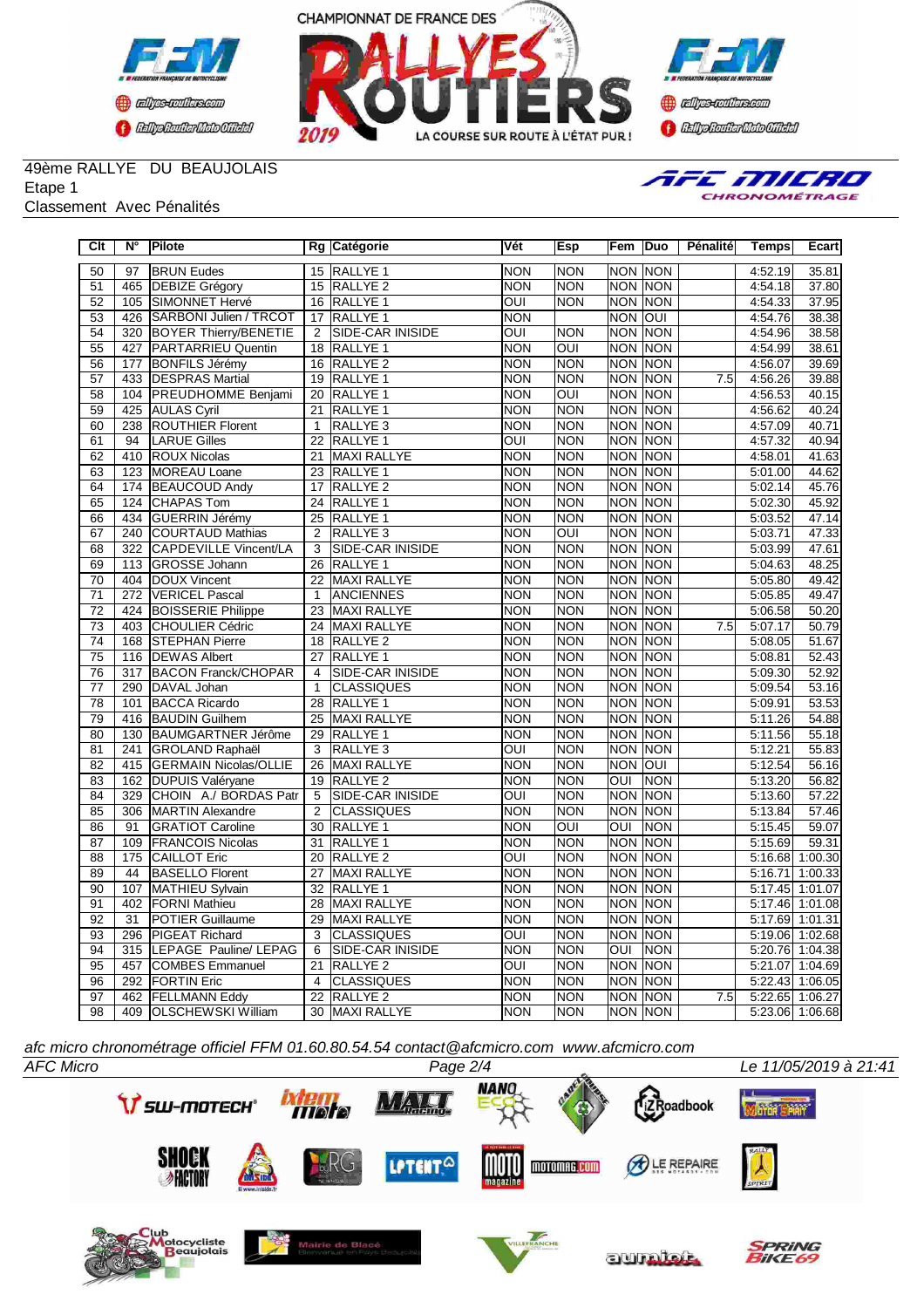CHAMPIONNAT DE FRANCE DES RALLYES ROUTIERS 2019 — LA COURSE SUR ROUTE À L'ÉTAT PUR !

49ème RALLYE DU BEAUJOLAIS
Etape 1
Classement Avec Pénalités

AFC MICRO CHRONOMÉTRAGE

| Clt | N° | Pilote | Rg | Catégorie | Vét | Esp | Fem | Duo | Pénalité | Temps | Ecart |
|---|---|---|---|---|---|---|---|---|---|---|---|
| 50 | 97 | BRUN Eudes | 15 | RALLYE 1 | NON | NON | NON | NON | | 4:52.19 | 35.81 |
| 51 | 465 | DEBIZE Grégory | 15 | RALLYE 2 | NON | NON | NON | NON | | 4:54.18 | 37.80 |
| 52 | 105 | SIMONNET Hervé | 16 | RALLYE 1 | OUI | NON | NON | NON | | 4:54.33 | 37.95 |
| 53 | 426 | SARBONI Julien / TRCOT | 17 | RALLYE 1 | NON | | NON | OUI | | 4:54.76 | 38.38 |
| 54 | 320 | BOYER Thierry/BENETIE | 2 | SIDE-CAR INISIDE | OUI | NON | NON | NON | | 4:54.96 | 38.58 |
| 55 | 427 | PARTARRIEU Quentin | 18 | RALLYE 1 | NON | OUI | NON | NON | | 4:54.99 | 38.61 |
| 56 | 177 | BONFILS Jérémy | 16 | RALLYE 2 | NON | NON | NON | NON | | 4:56.07 | 39.69 |
| 57 | 433 | DESPRAS Martial | 19 | RALLYE 1 | NON | NON | NON | NON | 7.5 | 4:56.26 | 39.88 |
| 58 | 104 | PREUDHOMME Benjami | 20 | RALLYE 1 | NON | OUI | NON | NON | | 4:56.53 | 40.15 |
| 59 | 425 | AULAS Cyril | 21 | RALLYE 1 | NON | NON | NON | NON | | 4:56.62 | 40.24 |
| 60 | 238 | ROUTHIER Florent | 1 | RALLYE 3 | NON | NON | NON | NON | | 4:57.09 | 40.71 |
| 61 | 94 | LARUE Gilles | 22 | RALLYE 1 | OUI | NON | NON | NON | | 4:57.32 | 40.94 |
| 62 | 410 | ROUX Nicolas | 21 | MAXI RALLYE | NON | NON | NON | NON | | 4:58.01 | 41.63 |
| 63 | 123 | MOREAU Loane | 23 | RALLYE 1 | NON | NON | NON | NON | | 5:01.00 | 44.62 |
| 64 | 174 | BEAUCOUD Andy | 17 | RALLYE 2 | NON | NON | NON | NON | | 5:02.14 | 45.76 |
| 65 | 124 | CHAPAS Tom | 24 | RALLYE 1 | NON | NON | NON | NON | | 5:02.30 | 45.92 |
| 66 | 434 | GUERRIN Jérémy | 25 | RALLYE 1 | NON | NON | NON | NON | | 5:03.52 | 47.14 |
| 67 | 240 | COURTAUD Mathias | 2 | RALLYE 3 | NON | OUI | NON | NON | | 5:03.71 | 47.33 |
| 68 | 322 | CAPDEVILLE Vincent/LA | 3 | SIDE-CAR INISIDE | NON | NON | NON | NON | | 5:03.99 | 47.61 |
| 69 | 113 | GROSSE Johann | 26 | RALLYE 1 | NON | NON | NON | NON | | 5:04.63 | 48.25 |
| 70 | 404 | DOUX Vincent | 22 | MAXI RALLYE | NON | NON | NON | NON | | 5:05.80 | 49.42 |
| 71 | 272 | VERICEL Pascal | 1 | ANCIENNES | NON | NON | NON | NON | | 5:05.85 | 49.47 |
| 72 | 424 | BOISSERIE Philippe | 23 | MAXI RALLYE | NON | NON | NON | NON | | 5:06.58 | 50.20 |
| 73 | 403 | CHOULIER Cédric | 24 | MAXI RALLYE | NON | NON | NON | NON | 7.5 | 5:07.17 | 50.79 |
| 74 | 168 | STEPHAN Pierre | 18 | RALLYE 2 | NON | NON | NON | NON | | 5:08.05 | 51.67 |
| 75 | 116 | DEWAS Albert | 27 | RALLYE 1 | NON | NON | NON | NON | | 5:08.81 | 52.43 |
| 76 | 317 | BACON Franck/CHOPAR | 4 | SIDE-CAR INISIDE | NON | NON | NON | NON | | 5:09.30 | 52.92 |
| 77 | 290 | DAVAL Johan | 1 | CLASSIQUES | NON | NON | NON | NON | | 5:09.54 | 53.16 |
| 78 | 101 | BACCA Ricardo | 28 | RALLYE 1 | NON | NON | NON | NON | | 5:09.91 | 53.53 |
| 79 | 416 | BAUDIN Guilhem | 25 | MAXI RALLYE | NON | NON | NON | NON | | 5:11.26 | 54.88 |
| 80 | 130 | BAUMGARTNER Jérôme | 29 | RALLYE 1 | NON | NON | NON | NON | | 5:11.56 | 55.18 |
| 81 | 241 | GROLAND Raphaël | 3 | RALLYE 3 | OUI | NON | NON | NON | | 5:12.21 | 55.83 |
| 82 | 415 | GERMAIN Nicolas/OLLIE | 26 | MAXI RALLYE | NON | NON | NON | OUI | | 5:12.54 | 56.16 |
| 83 | 162 | DUPUIS Valéryane | 19 | RALLYE 2 | NON | NON | OUI | NON | | 5:13.20 | 56.82 |
| 84 | 329 | CHOIN A./ BORDAS Patr | 5 | SIDE-CAR INISIDE | OUI | NON | NON | NON | | 5:13.60 | 57.22 |
| 85 | 306 | MARTIN Alexandre | 2 | CLASSIQUES | NON | NON | NON | NON | | 5:13.84 | 57.46 |
| 86 | 91 | GRATIOT Caroline | 30 | RALLYE 1 | NON | OUI | OUI | NON | | 5:15.45 | 59.07 |
| 87 | 109 | FRANCOIS Nicolas | 31 | RALLYE 1 | NON | NON | NON | NON | | 5:15.69 | 59.31 |
| 88 | 175 | CAILLOT Eric | 20 | RALLYE 2 | OUI | NON | NON | NON | | 5:16.68 | 1:00.30 |
| 89 | 44 | BASELLO Florent | 27 | MAXI RALLYE | NON | NON | NON | NON | | 5:16.71 | 1:00.33 |
| 90 | 107 | MATHIEU Sylvain | 32 | RALLYE 1 | NON | NON | NON | NON | | 5:17.45 | 1:01.07 |
| 91 | 402 | FORNI Mathieu | 28 | MAXI RALLYE | NON | NON | NON | NON | | 5:17.46 | 1:01.08 |
| 92 | 31 | POTIER Guillaume | 29 | MAXI RALLYE | NON | NON | NON | NON | | 5:17.69 | 1:01.31 |
| 93 | 296 | PIGEAT Richard | 3 | CLASSIQUES | OUI | NON | NON | NON | | 5:19.06 | 1:02.68 |
| 94 | 315 | LEPAGE Pauline/ LEPAG | 6 | SIDE-CAR INISIDE | NON | NON | OUI | NON | | 5:20.76 | 1:04.38 |
| 95 | 457 | COMBES Emmanuel | 21 | RALLYE 2 | OUI | NON | NON | NON | | 5:21.07 | 1:04.69 |
| 96 | 292 | FORTIN Eric | 4 | CLASSIQUES | NON | NON | NON | NON | | 5:22.43 | 1:06.05 |
| 97 | 462 | FELLMANN Eddy | 22 | RALLYE 2 | NON | NON | NON | NON | 7.5 | 5:22.65 | 1:06.27 |
| 98 | 409 | OLSCHEWSKI William | 30 | MAXI RALLYE | NON | NON | NON | NON | | 5:23.06 | 1:06.68 |

*afc micro chronométrage officiel FFM 01.60.80.54.54 contact@afcmicro.com www.afcmicro.com*

*AFC Micro* — *Le 11/05/2019 à 21:41*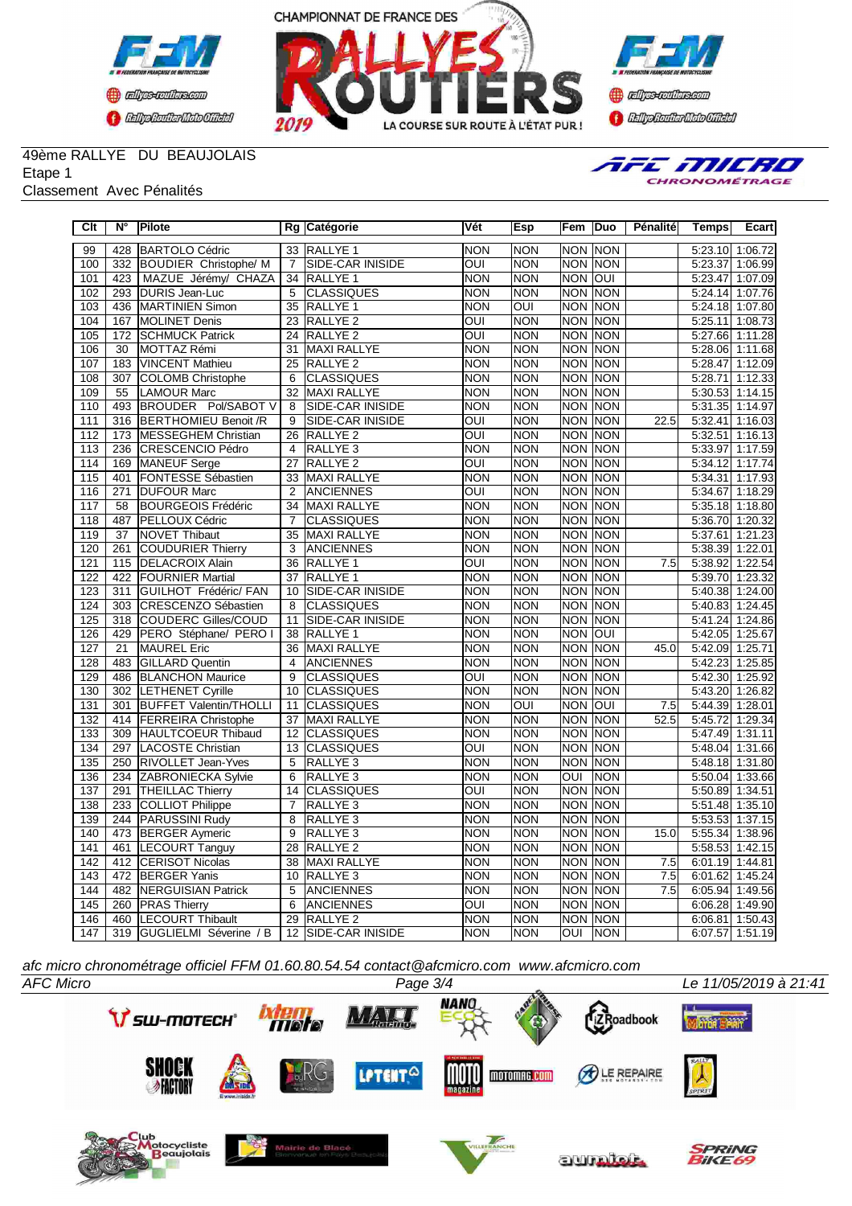CHAMPIONNAT DE FRANCE DES RALLYES ROUTIERS 2019 — LA COURSE SUR ROUTE À L'ÉTAT PUR !

49ème RALLYE DU BEAUJOLAIS
Etape 1
Classement Avec Pénalités

| Clt | N° | Pilote | Rg | Catégorie | Vét | Esp | Fem | Duo | Pénalité | Temps | Ecart |
|---|---|---|---|---|---|---|---|---|---|---|---|
| 99 | 428 | BARTOLO Cédric | 33 | RALLYE 1 | NON | NON | NON | NON | | 5:23.10 | 1:06.72 |
| 100 | 332 | BOUDIER Christophe/ M | 7 | SIDE-CAR INISIDE | OUI | NON | NON | NON | | 5:23.37 | 1:06.99 |
| 101 | 423 | MAZUE Jérémy/ CHAZA | 34 | RALLYE 1 | NON | NON | NON | OUI | | 5:23.47 | 1:07.09 |
| 102 | 293 | DURIS Jean-Luc | 5 | CLASSIQUES | NON | NON | NON | NON | | 5:24.14 | 1:07.76 |
| 103 | 436 | MARTINIEN Simon | 35 | RALLYE 1 | NON | OUI | NON | NON | | 5:24.18 | 1:07.80 |
| 104 | 167 | MOLINET Denis | 23 | RALLYE 2 | OUI | NON | NON | NON | | 5:25.11 | 1:08.73 |
| 105 | 172 | SCHMUCK Patrick | 24 | RALLYE 2 | OUI | NON | NON | NON | | 5:27.66 | 1:11.28 |
| 106 | 30 | MOTTAZ Rémi | 31 | MAXI RALLYE | NON | NON | NON | NON | | 5:28.06 | 1:11.68 |
| 107 | 183 | VINCENT Mathieu | 25 | RALLYE 2 | NON | NON | NON | NON | | 5:28.47 | 1:12.09 |
| 108 | 307 | COLOMB Christophe | 6 | CLASSIQUES | NON | NON | NON | NON | | 5:28.71 | 1:12.33 |
| 109 | 55 | LAMOUR Marc | 32 | MAXI RALLYE | NON | NON | NON | NON | | 5:30.53 | 1:14.15 |
| 110 | 493 | BROUDER Pol/SABOT V | 8 | SIDE-CAR INISIDE | NON | NON | NON | NON | | 5:31.35 | 1:14.97 |
| 111 | 316 | BERTHOMIEU Benoit /R | 9 | SIDE-CAR INISIDE | OUI | NON | NON | NON | 22.5 | 5:32.41 | 1:16.03 |
| 112 | 173 | MESSEGHEM Christian | 26 | RALLYE 2 | OUI | NON | NON | NON | | 5:32.51 | 1:16.13 |
| 113 | 236 | CRESCENCIO Pédro | 4 | RALLYE 3 | NON | NON | NON | NON | | 5:33.97 | 1:17.59 |
| 114 | 169 | MANEUF Serge | 27 | RALLYE 2 | OUI | NON | NON | NON | | 5:34.12 | 1:17.74 |
| 115 | 401 | FONTESSE Sébastien | 33 | MAXI RALLYE | NON | NON | NON | NON | | 5:34.31 | 1:17.93 |
| 116 | 271 | DUFOUR Marc | 2 | ANCIENNES | OUI | NON | NON | NON | | 5:34.67 | 1:18.29 |
| 117 | 58 | BOURGEOIS Frédéric | 34 | MAXI RALLYE | NON | NON | NON | NON | | 5:35.18 | 1:18.80 |
| 118 | 487 | PELLOUX Cédric | 7 | CLASSIQUES | NON | NON | NON | NON | | 5:36.70 | 1:20.32 |
| 119 | 37 | NOVET Thibaut | 35 | MAXI RALLYE | NON | NON | NON | NON | | 5:37.61 | 1:21.23 |
| 120 | 261 | COUDURIER Thierry | 3 | ANCIENNES | NON | NON | NON | NON | | 5:38.39 | 1:22.01 |
| 121 | 115 | DELACROIX Alain | 36 | RALLYE 1 | OUI | NON | NON | NON | 7.5 | 5:38.92 | 1:22.54 |
| 122 | 422 | FOURNIER Martial | 37 | RALLYE 1 | NON | NON | NON | NON | | 5:39.70 | 1:23.32 |
| 123 | 311 | GUILHOT Frédéric/ FAN | 10 | SIDE-CAR INISIDE | NON | NON | NON | NON | | 5:40.38 | 1:24.00 |
| 124 | 303 | CRESCENZO Sébastien | 8 | CLASSIQUES | NON | NON | NON | NON | | 5:40.83 | 1:24.45 |
| 125 | 318 | COUDERC Gilles/COUD | 11 | SIDE-CAR INISIDE | NON | NON | NON | NON | | 5:41.24 | 1:24.86 |
| 126 | 429 | PERO Stéphane/ PERO I | 38 | RALLYE 1 | NON | NON | NON | OUI | | 5:42.05 | 1:25.67 |
| 127 | 21 | MAUREL Eric | 36 | MAXI RALLYE | NON | NON | NON | NON | 45.0 | 5:42.09 | 1:25.71 |
| 128 | 483 | GILLARD Quentin | 4 | ANCIENNES | NON | NON | NON | NON | | 5:42.23 | 1:25.85 |
| 129 | 486 | BLANCHON Maurice | 9 | CLASSIQUES | OUI | NON | NON | NON | | 5:42.30 | 1:25.92 |
| 130 | 302 | LETHENET Cyrille | 10 | CLASSIQUES | NON | NON | NON | NON | | 5:43.20 | 1:26.82 |
| 131 | 301 | BUFFET Valentin/THOLLI | 11 | CLASSIQUES | NON | OUI | NON | OUI | 7.5 | 5:44.39 | 1:28.01 |
| 132 | 414 | FERREIRA Christophe | 37 | MAXI RALLYE | NON | NON | NON | NON | 52.5 | 5:45.72 | 1:29.34 |
| 133 | 309 | HAULTCOEUR Thibaud | 12 | CLASSIQUES | NON | NON | NON | NON | | 5:47.49 | 1:31.11 |
| 134 | 297 | LACOSTE Christian | 13 | CLASSIQUES | OUI | NON | NON | NON | | 5:48.04 | 1:31.66 |
| 135 | 250 | RIVOLLET Jean-Yves | 5 | RALLYE 3 | NON | NON | NON | NON | | 5:48.18 | 1:31.80 |
| 136 | 234 | ZABRONIECKA Sylvie | 6 | RALLYE 3 | NON | NON | OUI | NON | | 5:50.04 | 1:33.66 |
| 137 | 291 | THEILLAC Thierry | 14 | CLASSIQUES | OUI | NON | NON | NON | | 5:50.89 | 1:34.51 |
| 138 | 233 | COLLIOT Philippe | 7 | RALLYE 3 | NON | NON | NON | NON | | 5:51.48 | 1:35.10 |
| 139 | 244 | PARUSSINI Rudy | 8 | RALLYE 3 | NON | NON | NON | NON | | 5:53.53 | 1:37.15 |
| 140 | 473 | BERGER Aymeric | 9 | RALLYE 3 | NON | NON | NON | NON | 15.0 | 5:55.34 | 1:38.96 |
| 141 | 461 | LECOURT Tanguy | 28 | RALLYE 2 | NON | NON | NON | NON | | 5:58.53 | 1:42.15 |
| 142 | 412 | CERISOT Nicolas | 38 | MAXI RALLYE | NON | NON | NON | NON | 7.5 | 6:01.19 | 1:44.81 |
| 143 | 472 | BERGER Yanis | 10 | RALLYE 3 | NON | NON | NON | NON | 7.5 | 6:01.62 | 1:45.24 |
| 144 | 482 | NERGUISIAN Patrick | 5 | ANCIENNES | NON | NON | NON | NON | 7.5 | 6:05.94 | 1:49.56 |
| 145 | 260 | PRAS Thierry | 6 | ANCIENNES | OUI | NON | NON | NON | | 6:06.28 | 1:49.90 |
| 146 | 460 | LECOURT Thibault | 29 | RALLYE 2 | NON | NON | NON | NON | | 6:06.81 | 1:50.43 |
| 147 | 319 | GUGLIELMI Séverine / B | 12 | SIDE-CAR INISIDE | NON | NON | OUI | NON | | 6:07.57 | 1:51.19 |

*afc micro chronométrage officiel FFM 01.60.80.54.54 contact@afcmicro.com www.afcmicro.com*

*AFC Micro* — *Le 11/05/2019 à 21:41*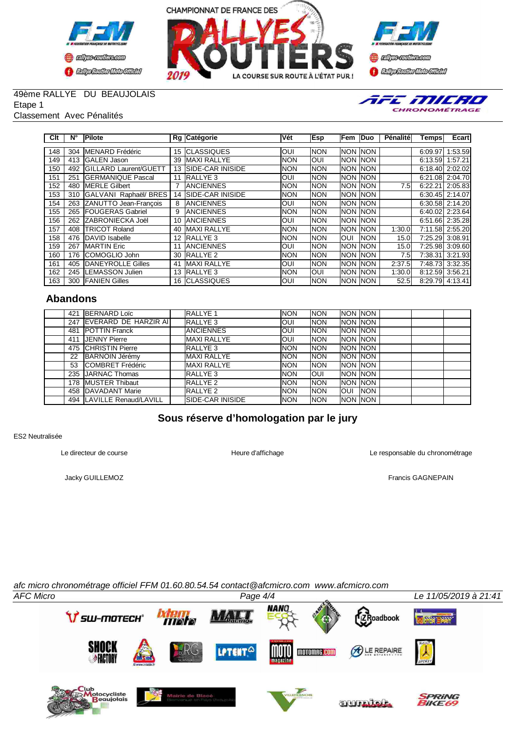49ème RALLYE DU BEAUJOLAIS
Etape 1
Classement Avec Pénalités

| Clt | N° | Pilote | Rg | Catégorie | Vét | Esp | Fem | Duo | Pénalité | Temps | Ecart |
|---|---|---|---|---|---|---|---|---|---|---|---|
| 148 | 304 | MENARD Frédéric | 15 | CLASSIQUES | OUI | NON | NON | NON | | 6:09.97 | 1:53.59 |
| 149 | 413 | GALEN Jason | 39 | MAXI RALLYE | NON | OUI | NON | NON | | 6:13.59 | 1:57.21 |
| 150 | 492 | GILLARD Laurent/GUETT | 13 | SIDE-CAR INISIDE | NON | NON | NON | NON | | 6:18.40 | 2:02.02 |
| 151 | 251 | GERMANIQUE Pascal | 11 | RALLYE 3 | OUI | NON | NON | NON | | 6:21.08 | 2:04.70 |
| 152 | 480 | MERLE Gilbert | 7 | ANCIENNES | NON | NON | NON | NON | 7.5 | 6:22.21 | 2:05.83 |
| 153 | 310 | GALVANI Raphaël/ BRES | 14 | SIDE-CAR INISIDE | NON | NON | NON | NON | | 6:30.45 | 2:14.07 |
| 154 | 263 | ZANUTTO Jean-François | 8 | ANCIENNES | OUI | NON | NON | NON | | 6:30.58 | 2:14.20 |
| 155 | 265 | FOUGERAS Gabriel | 9 | ANCIENNES | NON | NON | NON | NON | | 6:40.02 | 2:23.64 |
| 156 | 262 | ZABRONIECKA Joël | 10 | ANCIENNES | OUI | NON | NON | NON | | 6:51.66 | 2:35.28 |
| 157 | 408 | TRICOT Roland | 40 | MAXI RALLYE | NON | NON | NON | NON | 1:30.0 | 7:11.58 | 2:55.20 |
| 158 | 476 | DAVID Isabelle | 12 | RALLYE 3 | NON | NON | OUI | NON | 15.0 | 7:25.29 | 3:08.91 |
| 159 | 267 | MARTIN Eric | 11 | ANCIENNES | OUI | NON | NON | NON | 15.0 | 7:25.98 | 3:09.60 |
| 160 | 176 | COMOGLIO John | 30 | RALLYE 2 | NON | NON | NON | NON | 7.5 | 7:38.31 | 3:21.93 |
| 161 | 405 | DANEYROLLE Gilles | 41 | MAXI RALLYE | OUI | NON | NON | NON | 2:37.5 | 7:48.73 | 3:32.35 |
| 162 | 245 | LEMASSON Julien | 13 | RALLYE 3 | NON | OUI | NON | NON | 1:30.0 | 8:12.59 | 3:56.21 |
| 163 | 300 | FANIEN Gilles | 16 | CLASSIQUES | OUI | NON | NON | NON | 52.5 | 8:29.79 | 4:13.41 |

## Abandons

| | | | | | | | | | | | |
|---|---|---|---|---|---|---|---|---|---|---|---|
| | 421 | BERNARD Loïc | | RALLYE 1 | NON | NON | NON | NON | | | |
| | 247 | EVERARD DE HARZIR Al | | RALLYE 3 | OUI | NON | NON | NON | | | |
| | 481 | POTTIN Franck | | ANCIENNES | OUI | NON | NON | NON | | | |
| | 411 | JENNY Pierre | | MAXI RALLYE | OUI | NON | NON | NON | | | |
| | 475 | CHRISTIN Pierre | | RALLYE 3 | NON | NON | NON | NON | | | |
| | 22 | BARNOIN Jérémy | | MAXI RALLYE | NON | NON | NON | NON | | | |
| | 53 | COMBRET Frédéric | | MAXI RALLYE | NON | NON | NON | NON | | | |
| | 235 | JARNAC Thomas | | RALLYE 3 | NON | OUI | NON | NON | | | |
| | 178 | MUSTER Thibaut | | RALLYE 2 | NON | NON | NON | NON | | | |
| | 458 | DAVADANT Marie | | RALLYE 2 | NON | NON | OUI | NON | | | |
| | 494 | LAVILLE Renaud/LAVILL | | SIDE-CAR INISIDE | NON | NON | NON | NON | | | |

**Sous réserve d'homologation par le jury**

ES2 Neutralisée

Le directeur de course — Heure d'affichage — Le responsable du chronométrage

Jacky GUILLEMOZ — Francis GAGNEPAIN

*afc micro chronométrage officiel FFM 01.60.80.54.54 contact@afcmicro.com www.afcmicro.com*

*AFC Micro* — *Le 11/05/2019 à 21:41*